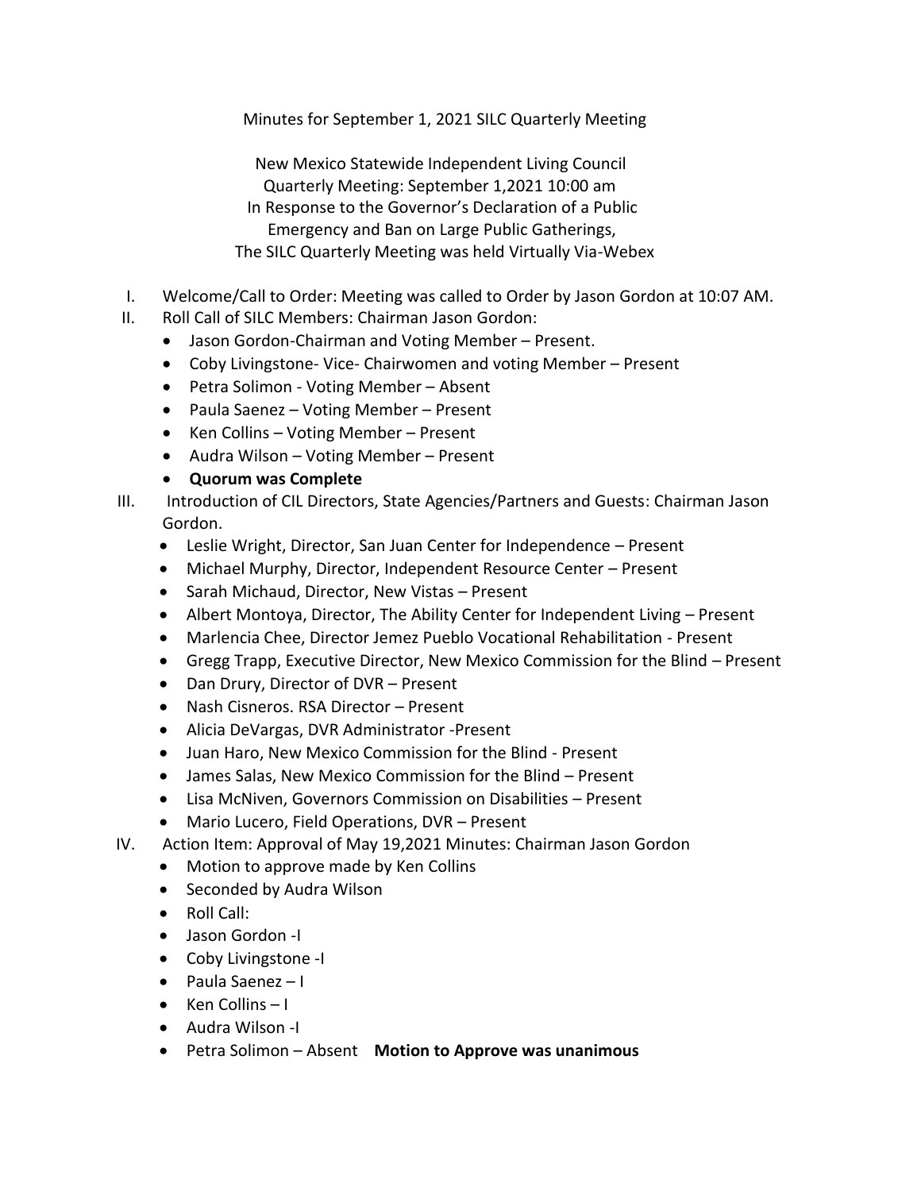Minutes for September 1, 2021 SILC Quarterly Meeting

New Mexico Statewide Independent Living Council
Quarterly Meeting: September 1,2021 10:00 am
In Response to the Governor's Declaration of a Public
Emergency and Ban on Large Public Gatherings,
The SILC Quarterly Meeting was held Virtually Via-Webex

I. Welcome/Call to Order: Meeting was called to Order by Jason Gordon at 10:07 AM.
II. Roll Call of SILC Members: Chairman Jason Gordon:
   - Jason Gordon-Chairman and Voting Member – Present.
   - Coby Livingstone- Vice- Chairwomen and voting Member – Present
   - Petra Solimon - Voting Member – Absent
   - Paula Saenez – Voting Member – Present
   - Ken Collins – Voting Member – Present
   - Audra Wilson – Voting Member – Present
   - **Quorum was Complete**
III. Introduction of CIL Directors, State Agencies/Partners and Guests: Chairman Jason Gordon.
   - Leslie Wright, Director, San Juan Center for Independence – Present
   - Michael Murphy, Director, Independent Resource Center – Present
   - Sarah Michaud, Director, New Vistas – Present
   - Albert Montoya, Director, The Ability Center for Independent Living – Present
   - Marlencia Chee, Director Jemez Pueblo Vocational Rehabilitation - Present
   - Gregg Trapp, Executive Director, New Mexico Commission for the Blind – Present
   - Dan Drury, Director of DVR – Present
   - Nash Cisneros. RSA Director – Present
   - Alicia DeVargas, DVR Administrator -Present
   - Juan Haro, New Mexico Commission for the Blind - Present
   - James Salas, New Mexico Commission for the Blind – Present
   - Lisa McNiven, Governors Commission on Disabilities – Present
   - Mario Lucero, Field Operations, DVR – Present
IV. Action Item: Approval of May 19,2021 Minutes: Chairman Jason Gordon
   - Motion to approve made by Ken Collins
   - Seconded by Audra Wilson
   - Roll Call:
   - Jason Gordon -I
   - Coby Livingstone -I
   - Paula Saenez – I
   - Ken Collins – I
   - Audra Wilson -I
   - Petra Solimon – Absent **Motion to Approve was unanimous**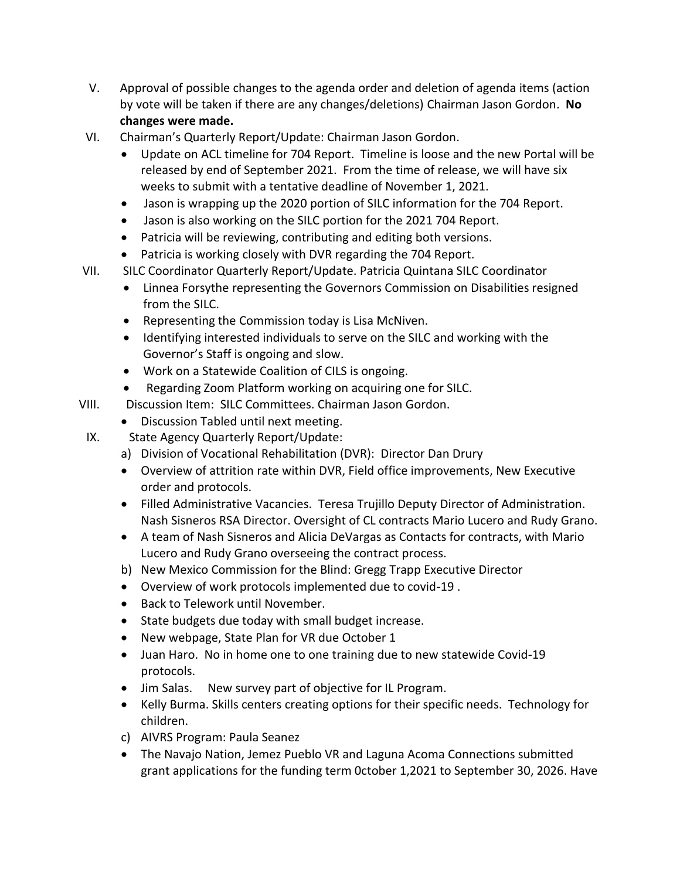V. Approval of possible changes to the agenda order and deletion of agenda items (action by vote will be taken if there are any changes/deletions) Chairman Jason Gordon. **No changes were made.**

VI. Chairman's Quarterly Report/Update: Chairman Jason Gordon.
   - Update on ACL timeline for 704 Report. Timeline is loose and the new Portal will be released by end of September 2021. From the time of release, we will have six weeks to submit with a tentative deadline of November 1, 2021.
   - Jason is wrapping up the 2020 portion of SILC information for the 704 Report.
   - Jason is also working on the SILC portion for the 2021 704 Report.
   - Patricia will be reviewing, contributing and editing both versions.
   - Patricia is working closely with DVR regarding the 704 Report.

VII. SILC Coordinator Quarterly Report/Update. Patricia Quintana SILC Coordinator
   - Linnea Forsythe representing the Governors Commission on Disabilities resigned from the SILC.
   - Representing the Commission today is Lisa McNiven.
   - Identifying interested individuals to serve on the SILC and working with the Governor's Staff is ongoing and slow.
   - Work on a Statewide Coalition of CILS is ongoing.
   - Regarding Zoom Platform working on acquiring one for SILC.

VIII. Discussion Item: SILC Committees. Chairman Jason Gordon.
   - Discussion Tabled until next meeting.

IX. State Agency Quarterly Report/Update:
   a) Division of Vocational Rehabilitation (DVR): Director Dan Drury
   - Overview of attrition rate within DVR, Field office improvements, New Executive order and protocols.
   - Filled Administrative Vacancies. Teresa Trujillo Deputy Director of Administration. Nash Sisneros RSA Director. Oversight of CL contracts Mario Lucero and Rudy Grano.
   - A team of Nash Sisneros and Alicia DeVargas as Contacts for contracts, with Mario Lucero and Rudy Grano overseeing the contract process.

   b) New Mexico Commission for the Blind: Gregg Trapp Executive Director
   - Overview of work protocols implemented due to covid-19 .
   - Back to Telework until November.
   - State budgets due today with small budget increase.
   - New webpage, State Plan for VR due October 1
   - Juan Haro. No in home one to one training due to new statewide Covid-19 protocols.
   - Jim Salas. New survey part of objective for IL Program.
   - Kelly Burma. Skills centers creating options for their specific needs. Technology for children.

   c) AIVRS Program: Paula Seanez
   - The Navajo Nation, Jemez Pueblo VR and Laguna Acoma Connections submitted grant applications for the funding term 0ctober 1,2021 to September 30, 2026. Have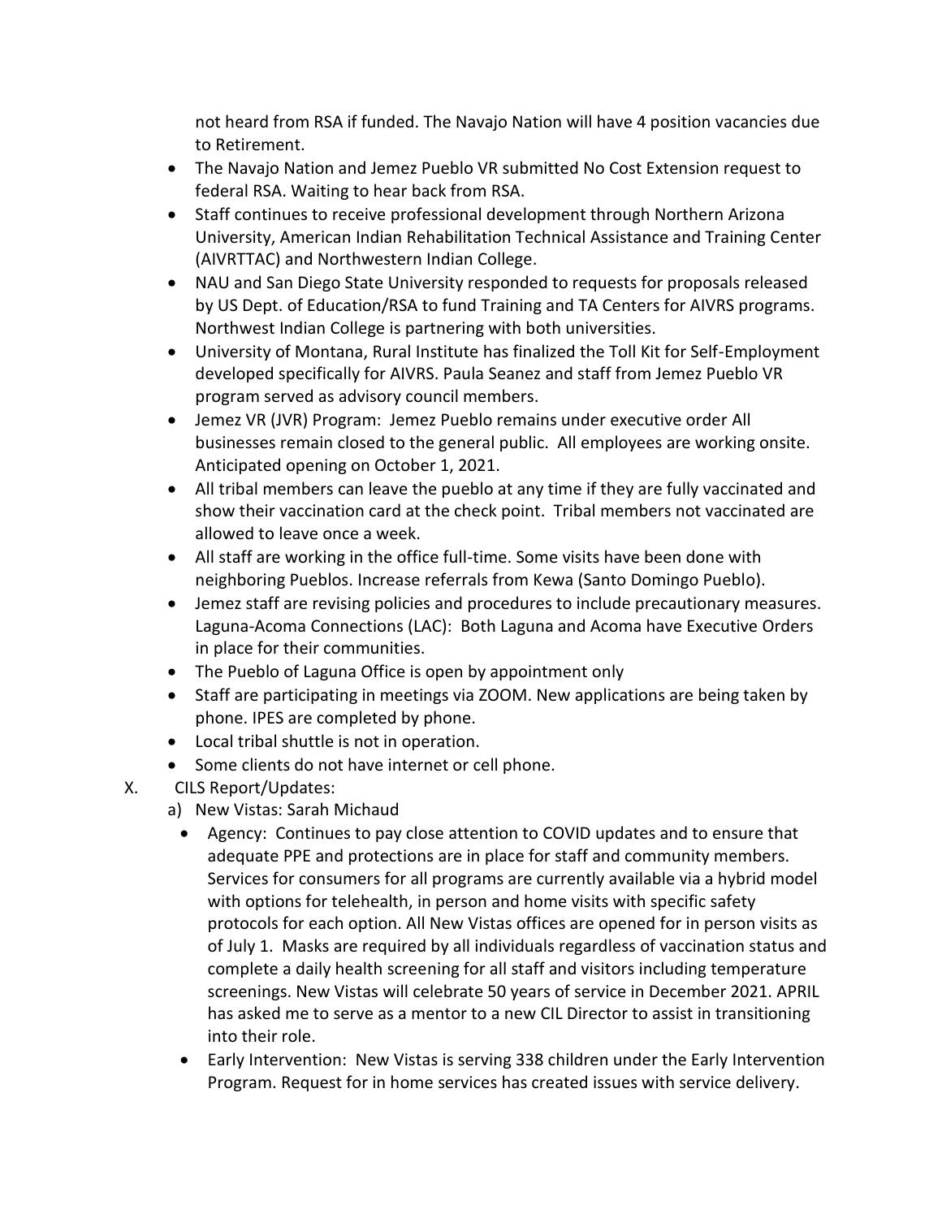not heard from RSA if funded. The Navajo Nation will have 4 position vacancies due to Retirement.

- The Navajo Nation and Jemez Pueblo VR submitted No Cost Extension request to federal RSA. Waiting to hear back from RSA.
- Staff continues to receive professional development through Northern Arizona University, American Indian Rehabilitation Technical Assistance and Training Center (AIVRTTAC) and Northwestern Indian College.
- NAU and San Diego State University responded to requests for proposals released by US Dept. of Education/RSA to fund Training and TA Centers for AIVRS programs. Northwest Indian College is partnering with both universities.
- University of Montana, Rural Institute has finalized the Toll Kit for Self-Employment developed specifically for AIVRS. Paula Seanez and staff from Jemez Pueblo VR program served as advisory council members.
- Jemez VR (JVR) Program: Jemez Pueblo remains under executive order All businesses remain closed to the general public. All employees are working onsite. Anticipated opening on October 1, 2021.
- All tribal members can leave the pueblo at any time if they are fully vaccinated and show their vaccination card at the check point. Tribal members not vaccinated are allowed to leave once a week.
- All staff are working in the office full-time. Some visits have been done with neighboring Pueblos. Increase referrals from Kewa (Santo Domingo Pueblo).
- Jemez staff are revising policies and procedures to include precautionary measures. Laguna-Acoma Connections (LAC): Both Laguna and Acoma have Executive Orders in place for their communities.
- The Pueblo of Laguna Office is open by appointment only
- Staff are participating in meetings via ZOOM. New applications are being taken by phone. IPES are completed by phone.
- Local tribal shuttle is not in operation.
- Some clients do not have internet or cell phone.

X. CILS Report/Updates:

a) New Vistas: Sarah Michaud

- Agency: Continues to pay close attention to COVID updates and to ensure that adequate PPE and protections are in place for staff and community members. Services for consumers for all programs are currently available via a hybrid model with options for telehealth, in person and home visits with specific safety protocols for each option. All New Vistas offices are opened for in person visits as of July 1. Masks are required by all individuals regardless of vaccination status and complete a daily health screening for all staff and visitors including temperature screenings. New Vistas will celebrate 50 years of service in December 2021. APRIL has asked me to serve as a mentor to a new CIL Director to assist in transitioning into their role.
- Early Intervention: New Vistas is serving 338 children under the Early Intervention Program. Request for in home services has created issues with service delivery.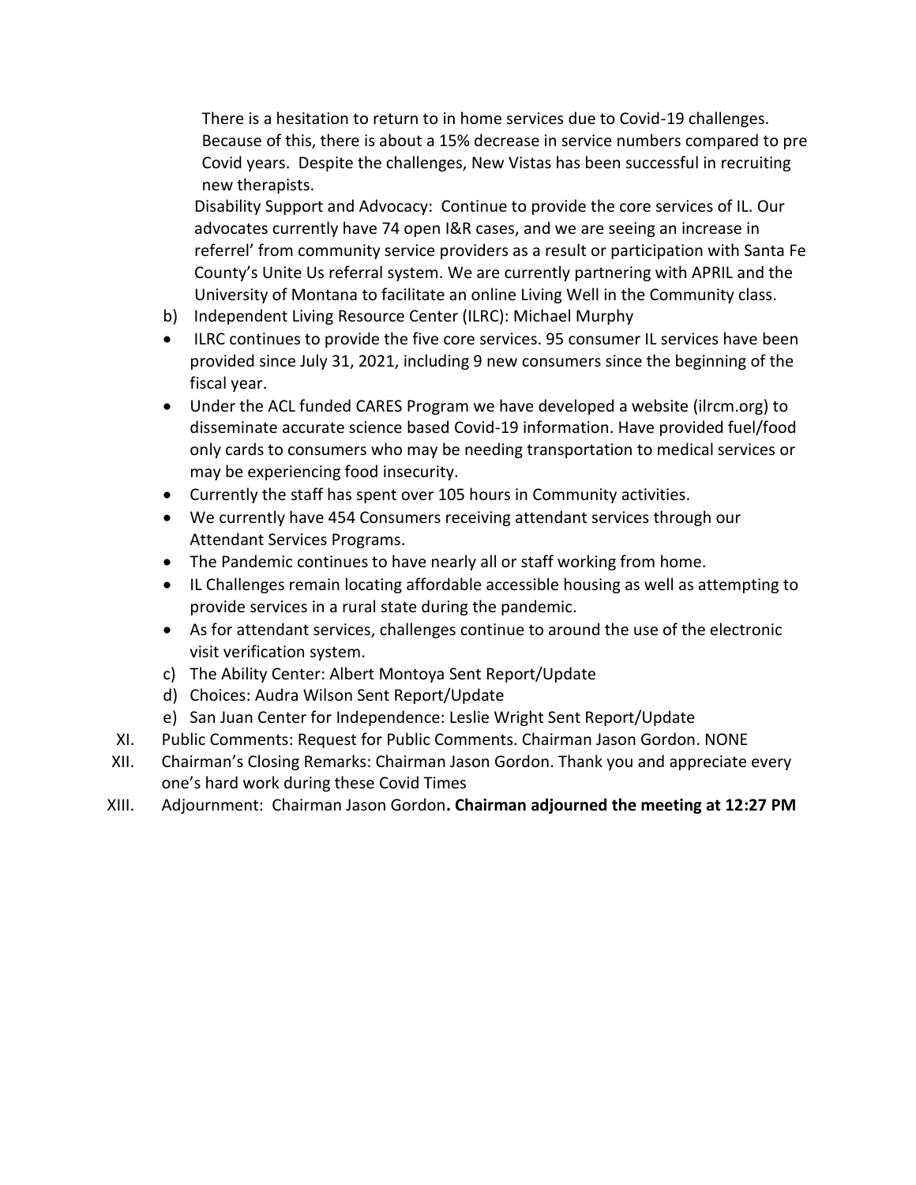There is a hesitation to return to in home services due to Covid-19 challenges. Because of this, there is about a 15% decrease in service numbers compared to pre Covid years. Despite the challenges, New Vistas has been successful in recruiting new therapists.

Disability Support and Advocacy: Continue to provide the core services of IL. Our advocates currently have 74 open I&R cases, and we are seeing an increase in referrel' from community service providers as a result or participation with Santa Fe County's Unite Us referral system. We are currently partnering with APRIL and the University of Montana to facilitate an online Living Well in the Community class.

b) Independent Living Resource Center (ILRC): Michael Murphy

- ILRC continues to provide the five core services. 95 consumer IL services have been provided since July 31, 2021, including 9 new consumers since the beginning of the fiscal year.
- Under the ACL funded CARES Program we have developed a website (ilrcm.org) to disseminate accurate science based Covid-19 information. Have provided fuel/food only cards to consumers who may be needing transportation to medical services or may be experiencing food insecurity.
- Currently the staff has spent over 105 hours in Community activities.
- We currently have 454 Consumers receiving attendant services through our Attendant Services Programs.
- The Pandemic continues to have nearly all or staff working from home.
- IL Challenges remain locating affordable accessible housing as well as attempting to provide services in a rural state during the pandemic.
- As for attendant services, challenges continue to around the use of the electronic visit verification system.

c) The Ability Center: Albert Montoya Sent Report/Update

d) Choices: Audra Wilson Sent Report/Update

e) San Juan Center for Independence: Leslie Wright Sent Report/Update

XI. Public Comments: Request for Public Comments. Chairman Jason Gordon. NONE

XII. Chairman's Closing Remarks: Chairman Jason Gordon. Thank you and appreciate every one's hard work during these Covid Times

XIII. Adjournment: Chairman Jason Gordon**. Chairman adjourned the meeting at 12:27 PM**